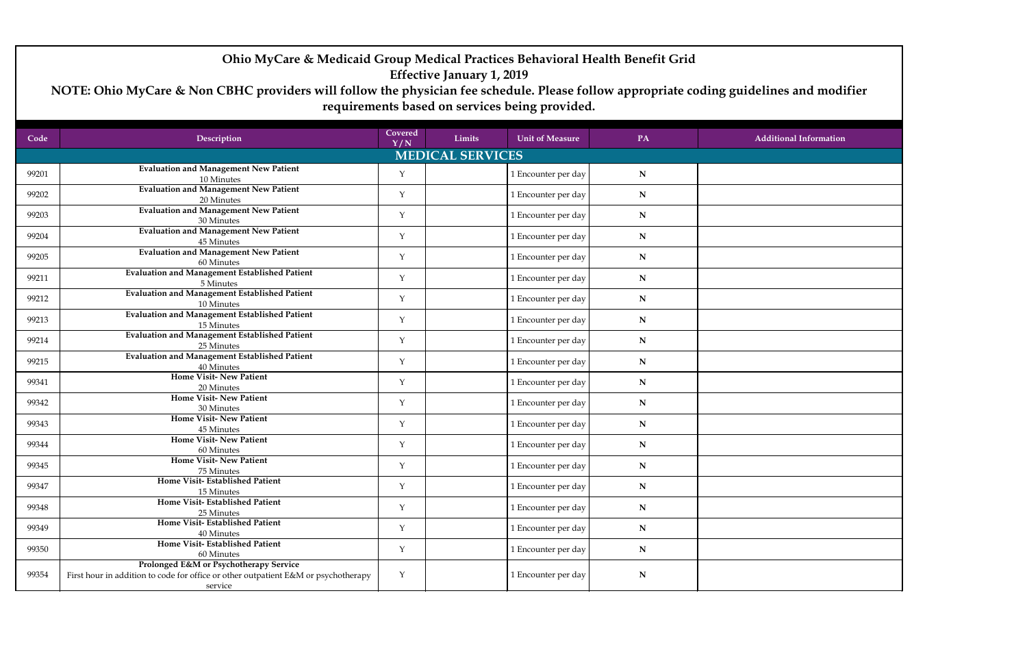# Ohio MyCare & Medicaid Group Medical Practices Behavioral Health Benefit Grid

**Effective January 1, 2019**

**NOTE: Ohio MyCare & Non CBHC providers will follow the physician fee schedule. Please follow appropriate coding guidelines and modifier requirements based on services being provided.**

| Code | Description | Covered Y/N | Limits | Unit of Measure | PA | Additional Information |
|---|---|---|---|---|---|---|
| | **MEDICAL SERVICES** | | | | | |
| 99201 | **Evaluation and Management New Patient** 10 Minutes | Y | | 1 Encounter per day | N | |
| 99202 | **Evaluation and Management New Patient** 20 Minutes | Y | | 1 Encounter per day | N | |
| 99203 | **Evaluation and Management New Patient** 30 Minutes | Y | | 1 Encounter per day | N | |
| 99204 | **Evaluation and Management New Patient** 45 Minutes | Y | | 1 Encounter per day | N | |
| 99205 | **Evaluation and Management New Patient** 60 Minutes | Y | | 1 Encounter per day | N | |
| 99211 | **Evaluation and Management Established Patient** 5 Minutes | Y | | 1 Encounter per day | N | |
| 99212 | **Evaluation and Management Established Patient** 10 Minutes | Y | | 1 Encounter per day | N | |
| 99213 | **Evaluation and Management Established Patient** 15 Minutes | Y | | 1 Encounter per day | N | |
| 99214 | **Evaluation and Management Established Patient** 25 Minutes | Y | | 1 Encounter per day | N | |
| 99215 | **Evaluation and Management Established Patient** 40 Minutes | Y | | 1 Encounter per day | N | |
| 99341 | **Home Visit- New Patient** 20 Minutes | Y | | 1 Encounter per day | N | |
| 99342 | **Home Visit- New Patient** 30 Minutes | Y | | 1 Encounter per day | N | |
| 99343 | **Home Visit- New Patient** 45 Minutes | Y | | 1 Encounter per day | N | |
| 99344 | **Home Visit- New Patient** 60 Minutes | Y | | 1 Encounter per day | N | |
| 99345 | **Home Visit- New Patient** 75 Minutes | Y | | 1 Encounter per day | N | |
| 99347 | **Home Visit- Established Patient** 15 Minutes | Y | | 1 Encounter per day | N | |
| 99348 | **Home Visit- Established Patient** 25 Minutes | Y | | 1 Encounter per day | N | |
| 99349 | **Home Visit- Established Patient** 40 Minutes | Y | | 1 Encounter per day | N | |
| 99350 | **Home Visit- Established Patient** 60 Minutes | Y | | 1 Encounter per day | N | |
| 99354 | **Prolonged E&M or Psychotherapy Service** First hour in addition to code for office or other outpatient E&M or psychotherapy service | Y | | 1 Encounter per day | N | |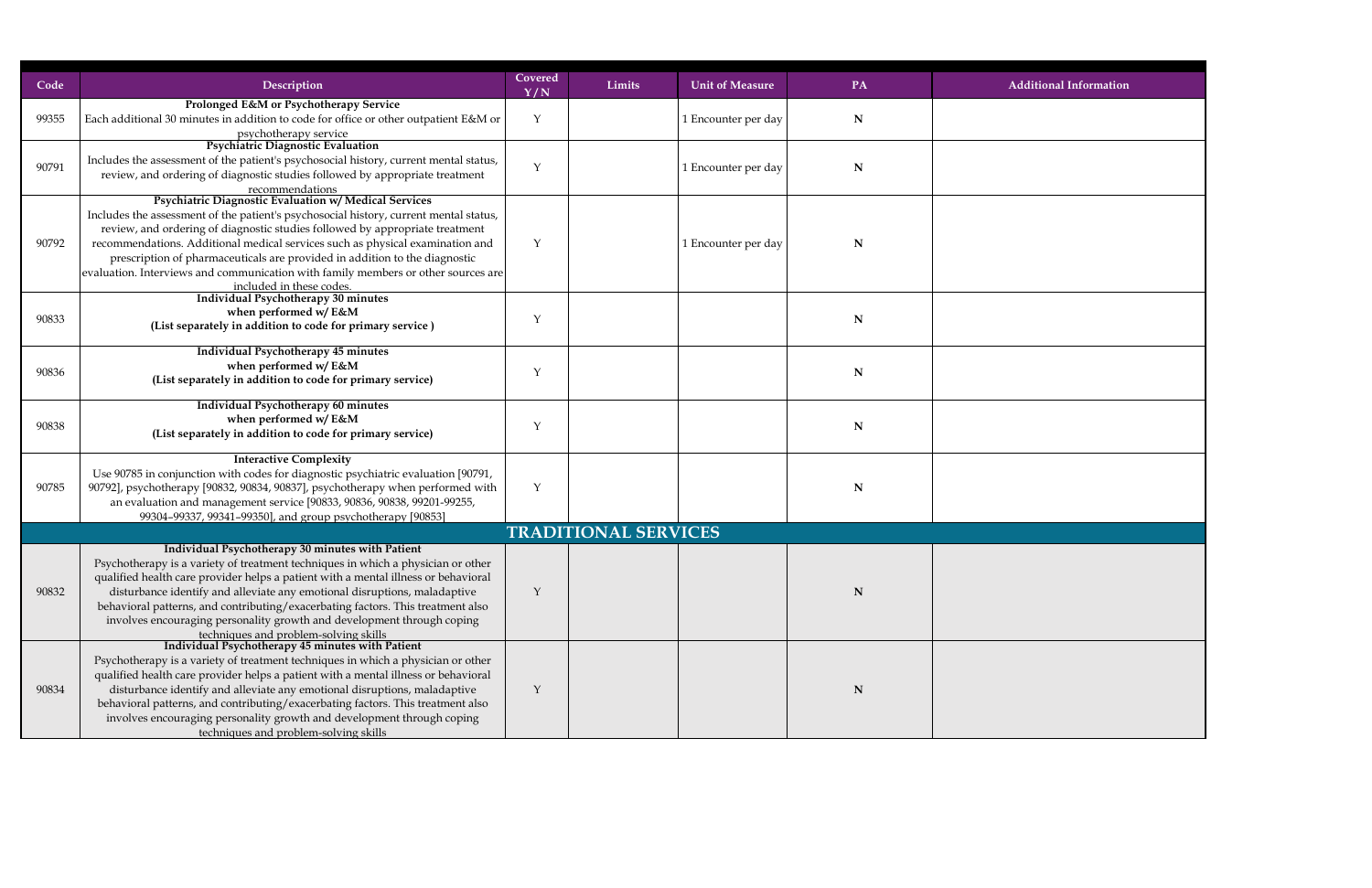| Code | Description | Covered Y/N | Limits | Unit of Measure | PA | Additional Information |
|---|---|---|---|---|---|---|
| 99355 | **Prolonged E&M or Psychotherapy Service** Each additional 30 minutes in addition to code for office or other outpatient E&M or psychotherapy service | Y | | 1 Encounter per day | N | |
| 90791 | **Psychiatric Diagnostic Evaluation** Includes the assessment of the patient's psychosocial history, current mental status, review, and ordering of diagnostic studies followed by appropriate treatment recommendations | Y | | 1 Encounter per day | N | |
| 90792 | **Psychiatric Diagnostic Evaluation w/ Medical Services** Includes the assessment of the patient's psychosocial history, current mental status, review, and ordering of diagnostic studies followed by appropriate treatment recommendations. Additional medical services such as physical examination and prescription of pharmaceuticals are provided in addition to the diagnostic evaluation. Interviews and communication with family members or other sources are included in these codes. | Y | | 1 Encounter per day | N | |
| 90833 | **Individual Psychotherapy 30 minutes when performed w/ E&M (List separately in addition to code for primary service )** | Y | | | N | |
| 90836 | **Individual Psychotherapy 45 minutes when performed w/ E&M (List separately in addition to code for primary service)** | Y | | | N | |
| 90838 | **Individual Psychotherapy 60 minutes when performed w/ E&M (List separately in addition to code for primary service)** | Y | | | N | |
| 90785 | **Interactive Complexity** Use 90785 in conjunction with codes for diagnostic psychiatric evaluation [90791, 90792], psychotherapy [90832, 90834, 90837], psychotherapy when performed with an evaluation and management service [90833, 90836, 90838, 99201-99255, 99304–99337, 99341–99350], and group psychotherapy [90853] | Y | | | N | |
| | **TRADITIONAL SERVICES** | | | | | |
| 90832 | **Individual Psychotherapy 30 minutes with Patient** Psychotherapy is a variety of treatment techniques in which a physician or other qualified health care provider helps a patient with a mental illness or behavioral disturbance identify and alleviate any emotional disruptions, maladaptive behavioral patterns, and contributing/exacerbating factors. This treatment also involves encouraging personality growth and development through coping techniques and problem-solving skills | Y | | | N | |
| 90834 | **Individual Psychotherapy 45 minutes with Patient** Psychotherapy is a variety of treatment techniques in which a physician or other qualified health care provider helps a patient with a mental illness or behavioral disturbance identify and alleviate any emotional disruptions, maladaptive behavioral patterns, and contributing/exacerbating factors. This treatment also involves encouraging personality growth and development through coping techniques and problem-solving skills | Y | | | N | |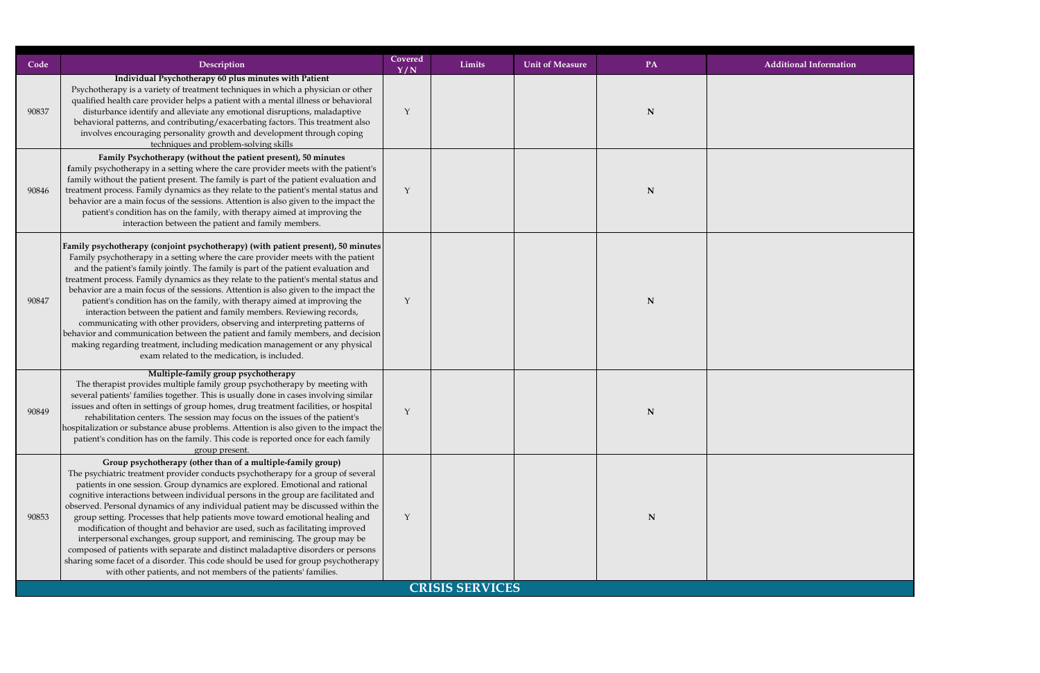| Code | Description | Covered Y/N | Limits | Unit of Measure | PA | Additional Information |
|---|---|---|---|---|---|---|
| 90837 | **Individual Psychotherapy 60 plus minutes with Patient** Psychotherapy is a variety of treatment techniques in which a physician or other qualified health care provider helps a patient with a mental illness or behavioral disturbance identify and alleviate any emotional disruptions, maladaptive behavioral patterns, and contributing/exacerbating factors. This treatment also involves encouraging personality growth and development through coping techniques and problem-solving skills | Y | | | N | |
| 90846 | **Family Psychotherapy (without the patient present), 50 minutes** family psychotherapy in a setting where the care provider meets with the patient's family without the patient present. The family is part of the patient evaluation and treatment process. Family dynamics as they relate to the patient's mental status and behavior are a main focus of the sessions. Attention is also given to the impact the patient's condition has on the family, with therapy aimed at improving the interaction between the patient and family members. | Y | | | N | |
| 90847 | **Family psychotherapy (conjoint psychotherapy) (with patient present), 50 minutes** Family psychotherapy in a setting where the care provider meets with the patient and the patient's family jointly. The family is part of the patient evaluation and treatment process. Family dynamics as they relate to the patient's mental status and behavior are a main focus of the sessions. Attention is also given to the impact the patient's condition has on the family, with therapy aimed at improving the interaction between the patient and family members. Reviewing records, communicating with other providers, observing and interpreting patterns of behavior and communication between the patient and family members, and decision making regarding treatment, including medication management or any physical exam related to the medication, is included. | Y | | | N | |
| 90849 | **Multiple-family group psychotherapy** The therapist provides multiple family group psychotherapy by meeting with several patients' families together. This is usually done in cases involving similar issues and often in settings of group homes, drug treatment facilities, or hospital rehabilitation centers. The session may focus on the issues of the patient's hospitalization or substance abuse problems. Attention is also given to the impact the patient's condition has on the family. This code is reported once for each family group present. | Y | | | N | |
| 90853 | **Group psychotherapy (other than of a multiple-family group)** The psychiatric treatment provider conducts psychotherapy for a group of several patients in one session. Group dynamics are explored. Emotional and rational cognitive interactions between individual persons in the group are facilitated and observed. Personal dynamics of any individual patient may be discussed within the group setting. Processes that help patients move toward emotional healing and modification of thought and behavior are used, such as facilitating improved interpersonal exchanges, group support, and reminiscing. The group may be composed of patients with separate and distinct maladaptive disorders or persons sharing some facet of a disorder. This code should be used for group psychotherapy with other patients, and not members of the patients' families. | Y | | | N | |
| | | | **CRISIS SERVICES** | | | |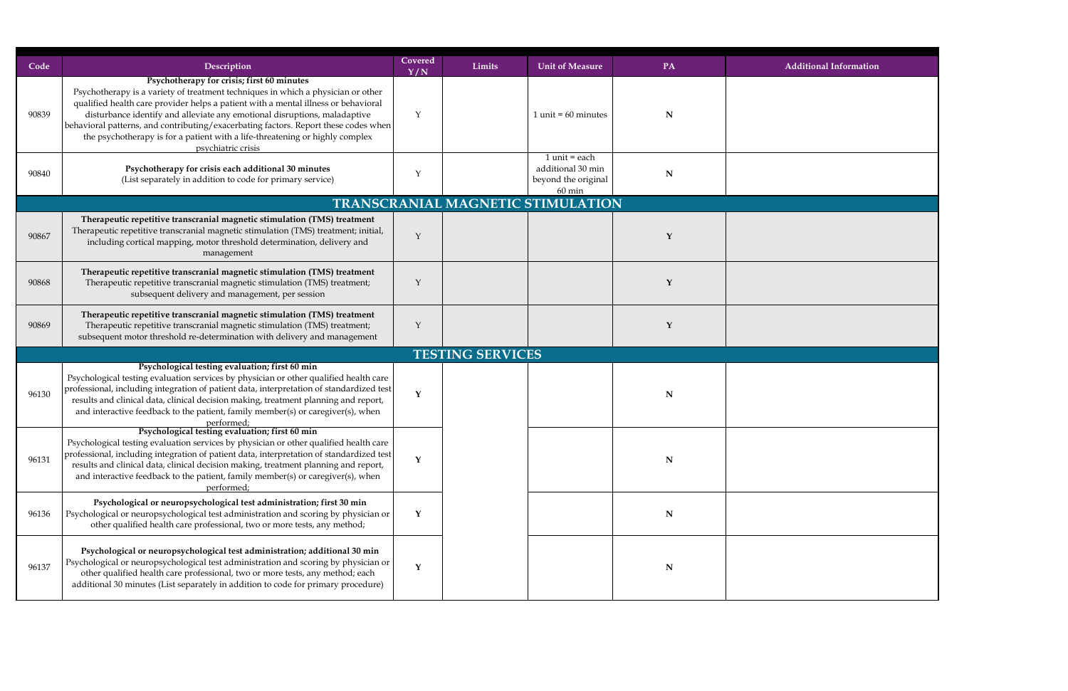| Code | Description | Covered Y/N | Limits | Unit of Measure | PA | Additional Information |
|---|---|---|---|---|---|---|
| 90839 | **Psychotherapy for crisis; first 60 minutes** Psychotherapy is a variety of treatment techniques in which a physician or other qualified health care provider helps a patient with a mental illness or behavioral disturbance identify and alleviate any emotional disruptions, maladaptive behavioral patterns, and contributing/exacerbating factors. Report these codes when the psychotherapy is for a patient with a life-threatening or highly complex psychiatric crisis | Y | | 1 unit = 60 minutes | N | |
| 90840 | **Psychotherapy for crisis each additional 30 minutes** (List separately in addition to code for primary service) | Y | | 1 unit = each additional 30 min beyond the original 60 min | N | |
| **TRANSCRANIAL MAGNETIC STIMULATION** | | | | | | |
| 90867 | **Therapeutic repetitive transcranial magnetic stimulation (TMS) treatment** Therapeutic repetitive transcranial magnetic stimulation (TMS) treatment; initial, including cortical mapping, motor threshold determination, delivery and management | Y | | | Y | |
| 90868 | **Therapeutic repetitive transcranial magnetic stimulation (TMS) treatment** Therapeutic repetitive transcranial magnetic stimulation (TMS) treatment; subsequent delivery and management, per session | Y | | | Y | |
| 90869 | **Therapeutic repetitive transcranial magnetic stimulation (TMS) treatment** Therapeutic repetitive transcranial magnetic stimulation (TMS) treatment; subsequent motor threshold re-determination with delivery and management | Y | | | Y | |
| **TESTING SERVICES** | | | | | | |
| 96130 | **Psychological testing evaluation; first 60 min** Psychological testing evaluation services by physician or other qualified health care professional, including integration of patient data, interpretation of standardized test results and clinical data, clinical decision making, treatment planning and report, and interactive feedback to the patient, family member(s) or caregiver(s), when performed; | **Y** | | | N | |
| 96131 | **Psychological testing evaluation; first 60 min** Psychological testing evaluation services by physician or other qualified health care professional, including integration of patient data, interpretation of standardized test results and clinical data, clinical decision making, treatment planning and report, and interactive feedback to the patient, family member(s) or caregiver(s), when performed; | **Y** | | | N | |
| 96136 | **Psychological or neuropsychological test administration; first 30 min** Psychological or neuropsychological test administration and scoring by physician or other qualified health care professional, two or more tests, any method; | **Y** | | | N | |
| 96137 | **Psychological or neuropsychological test administration; additional 30 min** Psychological or neuropsychological test administration and scoring by physician or other qualified health care professional, two or more tests, any method; each additional 30 minutes (List separately in addition to code for primary procedure) | **Y** | | | N | |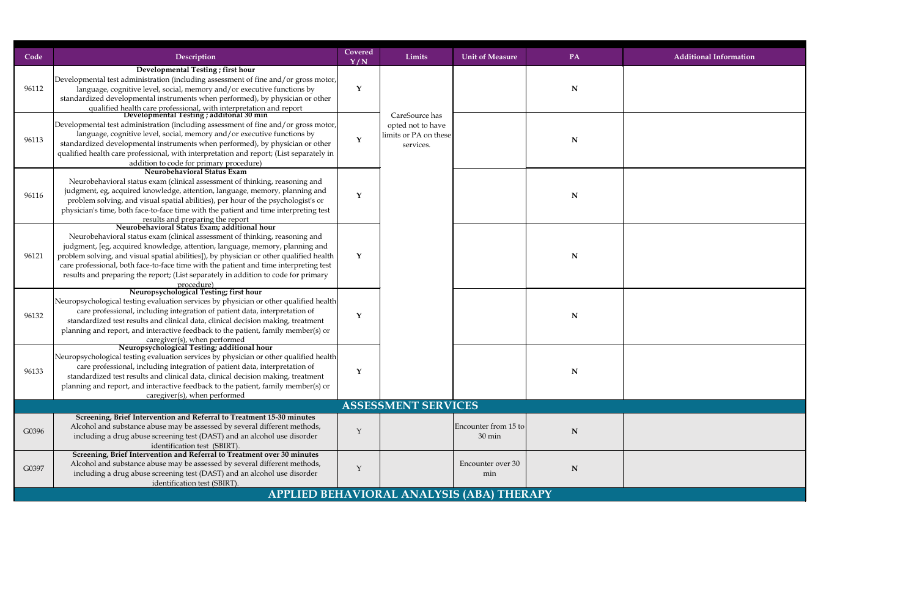| Code | Description | Covered Y/N | Limits | Unit of Measure | PA | Additional Information |
|---|---|---|---|---|---|---|
| 96112 | **Developmental Testing ; first hour** Developmental test administration (including assessment of fine and/or gross motor, language, cognitive level, social, memory and/or executive functions by standardized developmental instruments when performed), by physician or other qualified health care professional, with interpretation and report | Y | CareSource has opted not to have limits or PA on these services. | | N | |
| 96113 | **Developmental Testing ; additonal 30 min** Developmental test administration (including assessment of fine and/or gross motor, language, cognitive level, social, memory and/or executive functions by standardized developmental instruments when performed), by physician or other qualified health care professional, with interpretation and report; (List separately in addition to code for primary procedure) | Y | | | N | |
| 96116 | **Neurobehavioral Status Exam** Neurobehavioral status exam (clinical assessment of thinking, reasoning and judgment, eg, acquired knowledge, attention, language, memory, planning and problem solving, and visual spatial abilities), per hour of the psychologist's or physician's time, both face-to-face time with the patient and time interpreting test results and preparing the report | Y | | | N | |
| 96121 | **Neurobehavioral Status Exam; additional hour** Neurobehavioral status exam (clinical assessment of thinking, reasoning and judgment, [eg, acquired knowledge, attention, language, memory, planning and problem solving, and visual spatial abilities]), by physician or other qualified health care professional, both face-to-face time with the patient and time interpreting test results and preparing the report; (List separately in addition to code for primary procedure) | Y | | | N | |
| 96132 | **Neuropsychological Testing; first hour** Neuropsychological testing evaluation services by physician or other qualified health care professional, including integration of patient data, interpretation of standardized test results and clinical data, clinical decision making, treatment planning and report, and interactive feedback to the patient, family member(s) or caregiver(s), when performed | Y | | | N | |
| 96133 | **Neuropsychological Testing; additional hour** Neuropsychological testing evaluation services by physician or other qualified health care professional, including integration of patient data, interpretation of standardized test results and clinical data, clinical decision making, treatment planning and report, and interactive feedback to the patient, family member(s) or caregiver(s), when performed | Y | | | N | |
| **ASSESSMENT SERVICES** | | | | | | |
| G0396 | **Screening, Brief Intervention and Referral to Treatment 15-30 minutes** Alcohol and substance abuse may be assessed by several different methods, including a drug abuse screening test (DAST) and an alcohol use disorder identification test (SBIRT). | Y | | Encounter from 15 to 30 min | N | |
| G0397 | **Screening, Brief Intervention and Referral to Treatment over 30 minutes** Alcohol and substance abuse may be assessed by several different methods, including a drug abuse screening test (DAST) and an alcohol use disorder identification test (SBIRT). | Y | | Encounter over 30 min | N | |
| **APPLIED BEHAVIORAL ANALYSIS (ABA) THERAPY** | | | | | | |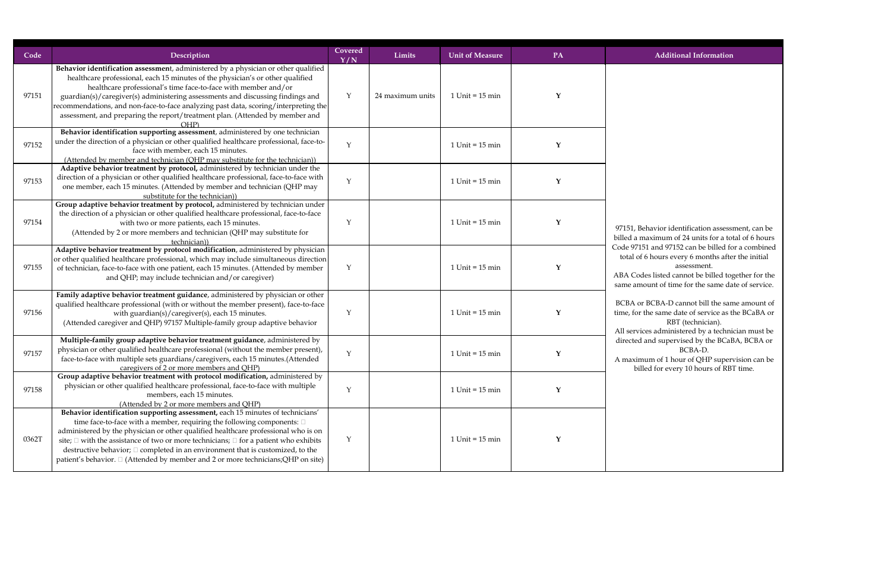| Code | Description | Covered Y/N | Limits | Unit of Measure | PA | Additional Information |
|---|---|---|---|---|---|---|
| 97151 | **Behavior identification assessment**, administered by a physician or other qualified healthcare professional, each 15 minutes of the physician's or other qualified healthcare professional's time face-to-face with member and/or guardian(s)/caregiver(s) administering assessments and discussing findings and recommendations, and non-face-to-face analyzing past data, scoring/interpreting the assessment, and preparing the report/treatment plan. (Attended by member and QHP) | Y | 24 maximum units | 1 Unit = 15 min | **Y** | 97151, Behavior identification assessment, can be billed a maximum of 24 units for a total of 6 hours Code 97151 and 97152 can be billed for a combined total of 6 hours every 6 months after the initial assessment.<br>ABA Codes listed cannot be billed together for the same amount of time for the same date of service.<br><br>BCBA or BCBA-D cannot bill the same amount of time, for the same date of service as the BCaBA or RBT (technician).<br>All services administered by a technician must be directed and supervised by the BCaBA, BCBA or BCBA-D.<br>A maximum of 1 hour of QHP supervision can be billed for every 10 hours of RBT time. |
| 97152 | **Behavior identification supporting assessment**, administered by one technician under the direction of a physician or other qualified healthcare professional, face-to-face with member, each 15 minutes. (Attended by member and technician (QHP may substitute for the technician)) | Y | | 1 Unit = 15 min | **Y** | |
| 97153 | **Adaptive behavior treatment by protocol,** administered by technician under the direction of a physician or other qualified healthcare professional, face-to-face with one member, each 15 minutes. (Attended by member and technician (QHP may substitute for the technician)) | Y | | 1 Unit = 15 min | **Y** | |
| 97154 | **Group adaptive behavior treatment by protocol**, administered by technician under the direction of a physician or other qualified healthcare professional, face-to-face with two or more patients, each 15 minutes. (Attended by 2 or more members and technician (QHP may substitute for technician)) | Y | | 1 Unit = 15 min | **Y** | |
| 97155 | **Adaptive behavior treatment by protocol modification**, administered by physician or other qualified healthcare professional, which may include simultaneous direction of technician, face-to-face with one patient, each 15 minutes. (Attended by member and QHP; may include technician and/or caregiver) | Y | | 1 Unit = 15 min | **Y** | |
| 97156 | **Family adaptive behavior treatment guidance**, administered by physician or other qualified healthcare professional (with or without the member present), face-to-face with guardian(s)/caregiver(s), each 15 minutes. (Attended caregiver and QHP) 97157 Multiple-family group adaptive behavior | Y | | 1 Unit = 15 min | **Y** | |
| 97157 | **Multiple-family group adaptive behavior treatment guidance**, administered by physician or other qualified healthcare professional (without the member present), face-to-face with multiple sets guardians/caregivers, each 15 minutes.(Attended caregivers of 2 or more members and QHP) | Y | | 1 Unit = 15 min | **Y** | |
| 97158 | **Group adaptive behavior treatment with protocol modification,** administered by physician or other qualified healthcare professional, face-to-face with multiple members, each 15 minutes. (Attended by 2 or more members and QHP) | Y | | 1 Unit = 15 min | **Y** | |
| 0362T | **Behavior identification supporting assessment,** each 15 minutes of technicians' time face-to-face with a member, requiring the following components:  administered by the physician or other qualified healthcare professional who is on site;  with the assistance of two or more technicians;  for a patient who exhibits destructive behavior;  completed in an environment that is customized, to the patient's behavior.  (Attended by member and 2 or more technicians;QHP on site) | Y | | 1 Unit = 15 min | **Y** | |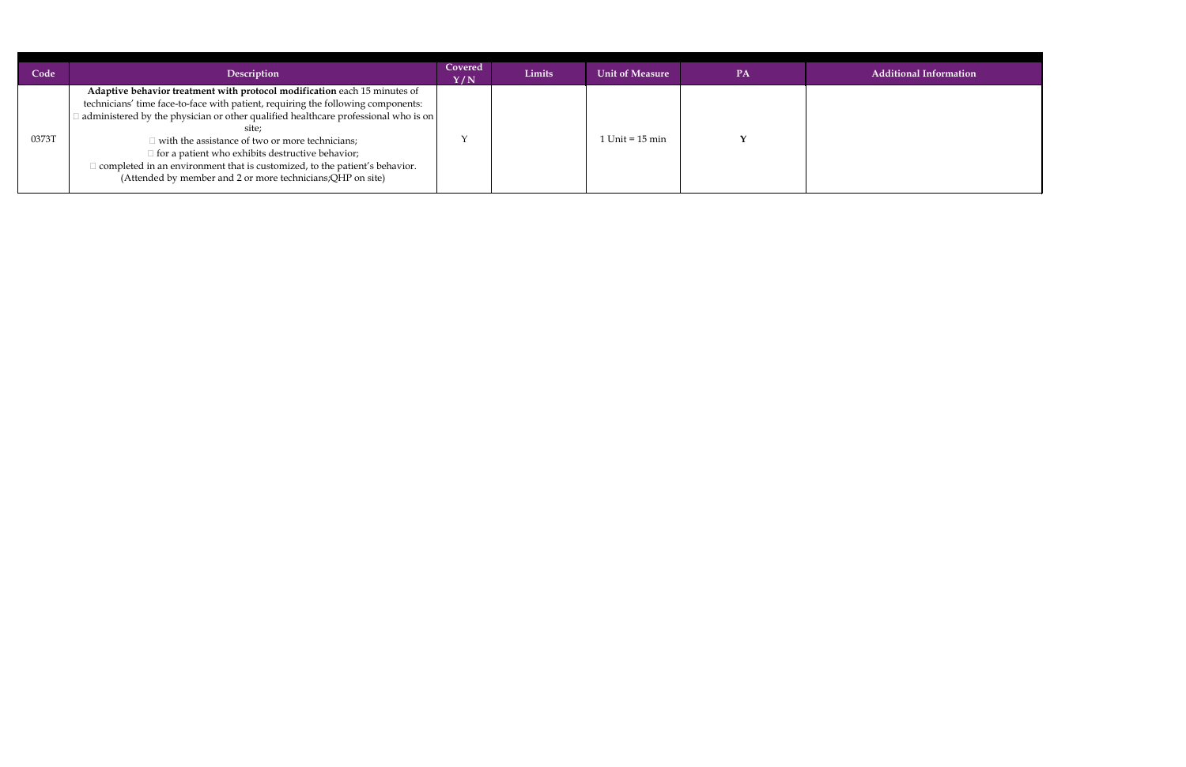| Code | Description | Covered Y/N | Limits | Unit of Measure | PA | Additional Information |
|---|---|---|---|---|---|---|
| 0373T | **Adaptive behavior treatment with protocol modification** each 15 minutes of technicians' time face-to-face with patient, requiring the following components: <br>□ administered by the physician or other qualified healthcare professional who is on site; <br>□ with the assistance of two or more technicians; <br>□ for a patient who exhibits destructive behavior; <br>□ completed in an environment that is customized, to the patient's behavior. <br>(Attended by member and 2 or more technicians;QHP on site) | Y | | 1 Unit = 15 min | **Y** | |